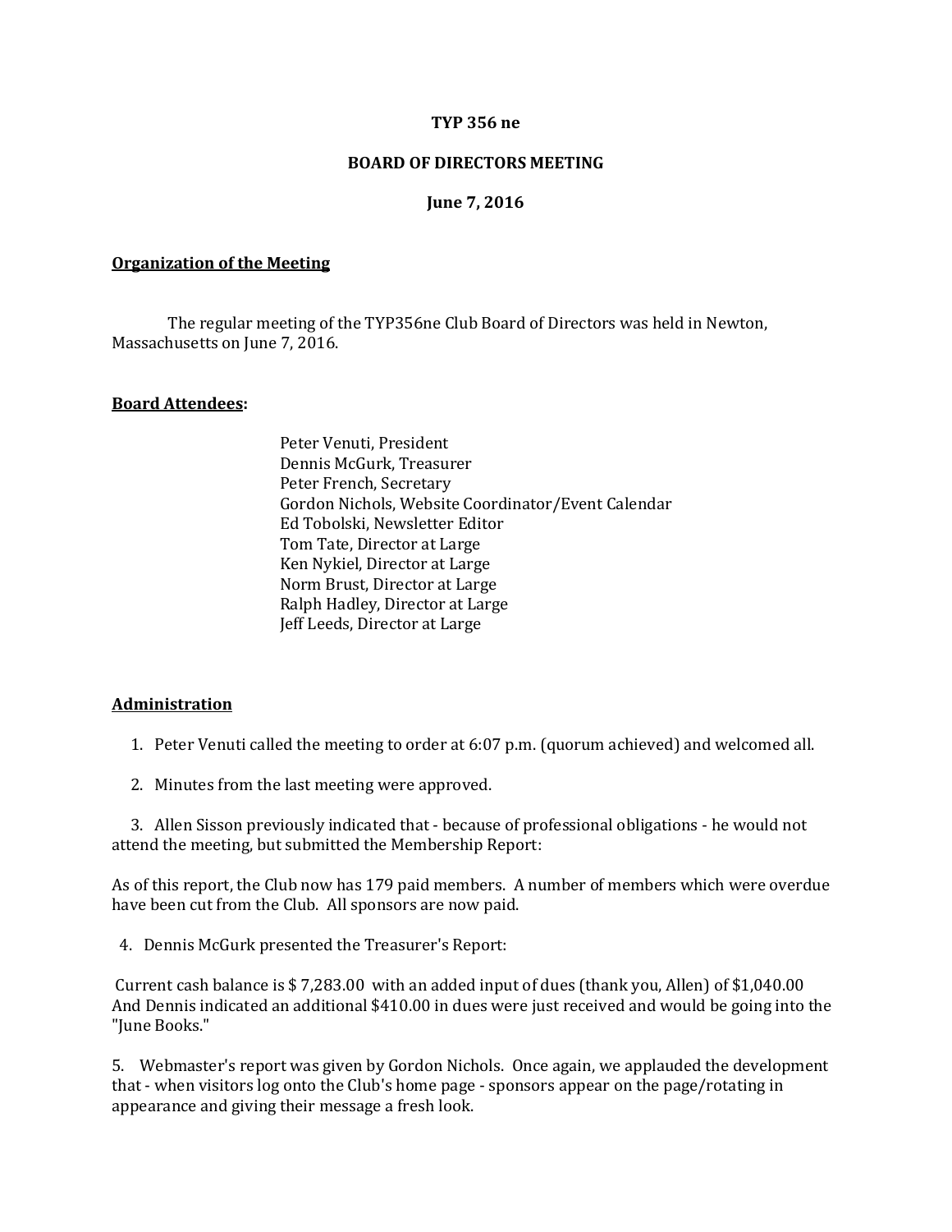**TYP 356 ne**

**BOARD OF DIRECTORS MEETING**

**June 7, 2016**

## Organization of the Meeting

The regular meeting of the TYP356ne Club Board of Directors was held in Newton, Massachusetts on June 7, 2016.

## Board Attendees:

Peter Venuti, President
Dennis McGurk, Treasurer
Peter French, Secretary
Gordon Nichols, Website Coordinator/Event Calendar
Ed Tobolski, Newsletter Editor
Tom Tate, Director at Large
Ken Nykiel, Director at Large
Norm Brust, Director at Large
Ralph Hadley, Director at Large
Jeff Leeds, Director at Large

## Administration

1. Peter Venuti called the meeting to order at 6:07 p.m. (quorum achieved) and welcomed all.

2. Minutes from the last meeting were approved.

3. Allen Sisson previously indicated that - because of professional obligations - he would not attend the meeting, but submitted the Membership Report:

As of this report, the Club now has 179 paid members. A number of members which were overdue have been cut from the Club. All sponsors are now paid.

4. Dennis McGurk presented the Treasurer's Report:

Current cash balance is $ 7,283.00 with an added input of dues (thank you, Allen) of $1,040.00 And Dennis indicated an additional $410.00 in dues were just received and would be going into the "June Books."

5. Webmaster's report was given by Gordon Nichols. Once again, we applauded the development that - when visitors log onto the Club's home page - sponsors appear on the page/rotating in appearance and giving their message a fresh look.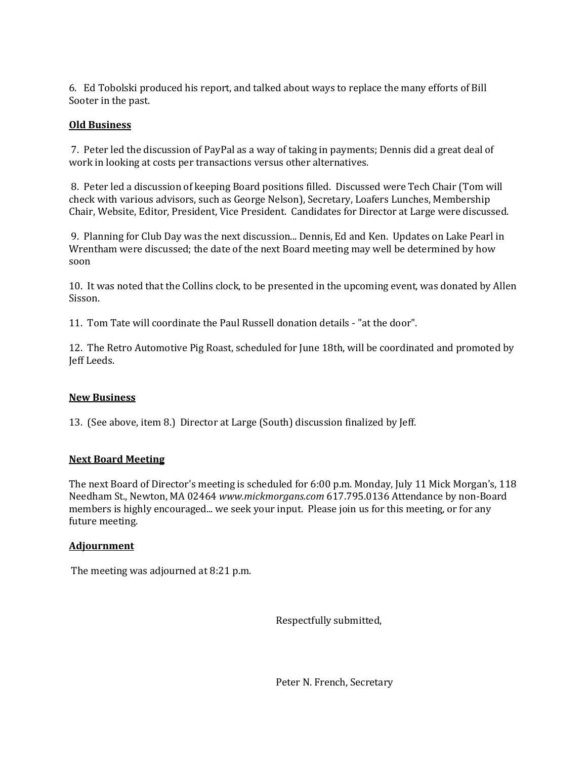6. Ed Tobolski produced his report, and talked about ways to replace the many efforts of Bill Sooter in the past.

**<u>Old Business</u>**

7. Peter led the discussion of PayPal as a way of taking in payments; Dennis did a great deal of work in looking at costs per transactions versus other alternatives.

8. Peter led a discussion of keeping Board positions filled. Discussed were Tech Chair (Tom will check with various advisors, such as George Nelson), Secretary, Loafers Lunches, Membership Chair, Website, Editor, President, Vice President. Candidates for Director at Large were discussed.

9. Planning for Club Day was the next discussion... Dennis, Ed and Ken. Updates on Lake Pearl in Wrentham were discussed; the date of the next Board meeting may well be determined by how soon

10. It was noted that the Collins clock, to be presented in the upcoming event, was donated by Allen Sisson.

11. Tom Tate will coordinate the Paul Russell donation details - "at the door".

12. The Retro Automotive Pig Roast, scheduled for June 18th, will be coordinated and promoted by Jeff Leeds.

**<u>New Business</u>**

13. (See above, item 8.) Director at Large (South) discussion finalized by Jeff.

**<u>Next Board Meeting</u>**

The next Board of Director's meeting is scheduled for 6:00 p.m. Monday, July 11 Mick Morgan's, 118 Needham St., Newton, MA 02464 *www.mickmorgans.com* 617.795.0136 Attendance by non-Board members is highly encouraged... we seek your input. Please join us for this meeting, or for any future meeting.

**<u>Adjournment</u>**

The meeting was adjourned at 8:21 p.m.

Respectfully submitted,

Peter N. French, Secretary